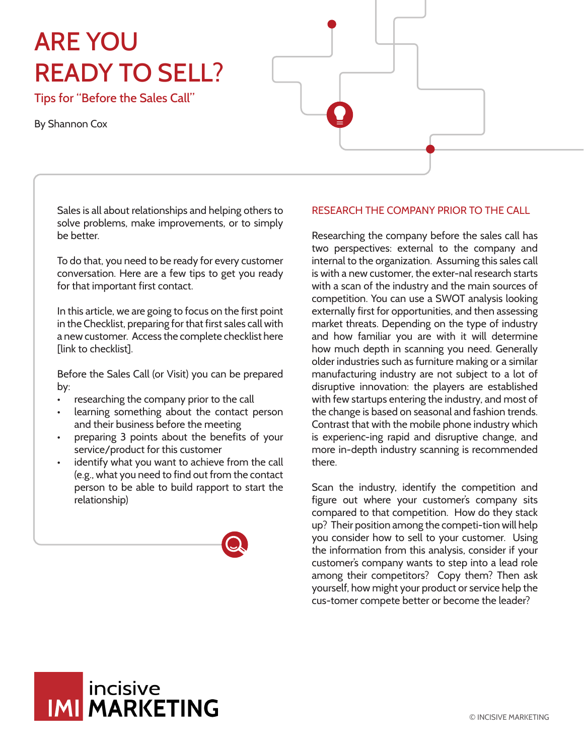# ARE YOU READY TO SELL?

## Tips for "Before the Sales Call"

By Shannon Cox

Sales is all about relationships and helping others to solve problems, make improvements, or to simply be better.

To do that, you need to be ready for every customer conversation. Here are a few tips to get you ready for that important first contact.

In this article, we are going to focus on the first point in the Checklist, preparing for that first sales call with a new customer. Access the complete checklist here [link to checklist].

Before the Sales Call (or Visit) you can be prepared by:

- researching the company prior to the call
- learning something about the contact person and their business before the meeting
- preparing 3 points about the benefits of your service/product for this customer
- identify what you want to achieve from the call (e.g., what you need to find out from the contact person to be able to build rapport to start the relationship)

### RESEARCH THE COMPANY PRIOR TO THE CALL

Researching the company before the sales call has two perspectives: external to the company and internal to the organization. Assuming this sales call is with a new customer, the exter-nal research starts with a scan of the industry and the main sources of competition. You can use a SWOT analysis looking externally first for opportunities, and then assessing market threats. Depending on the type of industry and how familiar you are with it will determine how much depth in scanning you need. Generally older industries such as furniture making or a similar manufacturing industry are not subject to a lot of disruptive innovation: the players are established with few startups entering the industry, and most of the change is based on seasonal and fashion trends. Contrast that with the mobile phone industry which is experienc-ing rapid and disruptive change, and more in-depth industry scanning is recommended there.

Scan the industry, identify the competition and figure out where your customer's company sits compared to that competition. How do they stack up? Their position among the competi-tion will help you consider how to sell to your customer. Using the information from this analysis, consider if your customer's company wants to step into a lead role among their competitors? Copy them? Then ask yourself, how might your product or service help the cus-tomer compete better or become the leader?

incisive IMI MARKETING

© INCISIVE MARKETING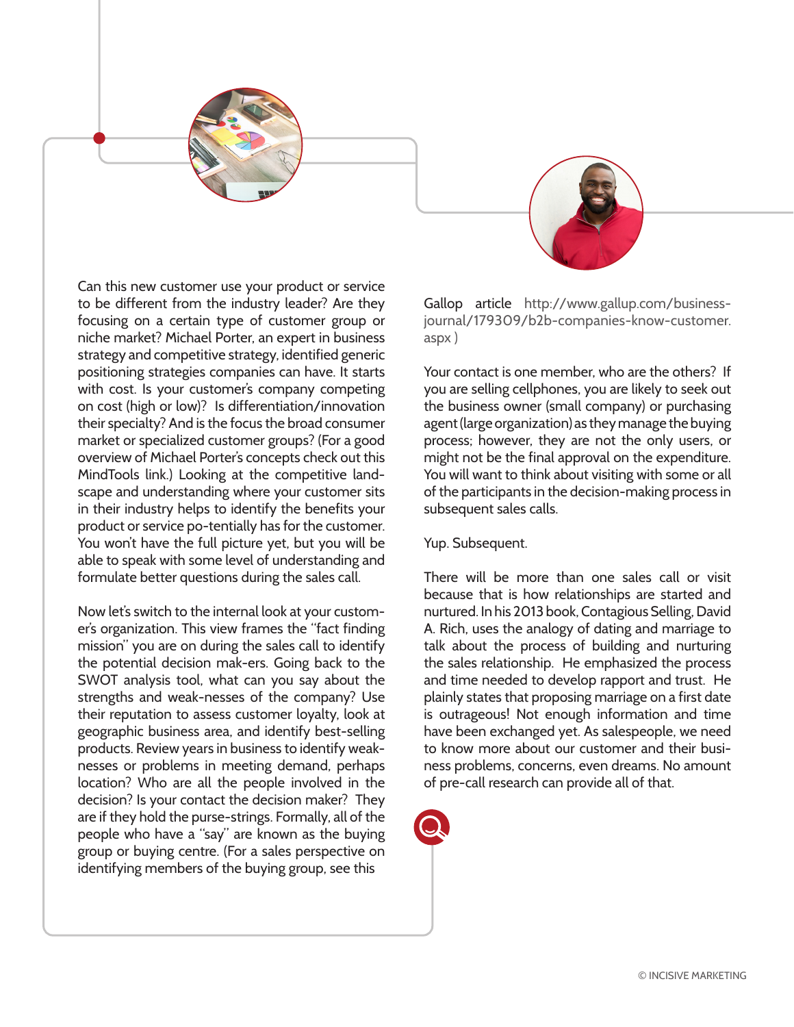Can this new customer use your product or service to be different from the industry leader? Are they focusing on a certain type of customer group or niche market? Michael Porter, an expert in business strategy and competitive strategy, identified generic positioning strategies companies can have. It starts with cost. Is your customer's company competing on cost (high or low)? Is differentiation/innovation their specialty? And is the focus the broad consumer market or specialized customer groups? (For a good overview of Michael Porter's concepts check out this MindTools link.) Looking at the competitive land-scape and understanding where your customer sits in their industry helps to identify the benefits your product or service po-tentially has for the customer. You won't have the full picture yet, but you will be able to speak with some level of understanding and formulate better questions during the sales call.

Now let's switch to the internal look at your custom-er's organization. This view frames the "fact finding mission" you are on during the sales call to identify the potential decision mak-ers. Going back to the SWOT analysis tool, what can you say about the strengths and weak-nesses of the company? Use their reputation to assess customer loyalty, look at geographic business area, and identify best-selling products. Review years in business to identify weak-nesses or problems in meeting demand, perhaps location? Who are all the people involved in the decision? Is your contact the decision maker? They are if they hold the purse-strings. Formally, all of the people who have a "say" are known as the buying group or buying centre. (For a sales perspective on identifying members of the buying group, see this Gallop article http://www.gallup.com/business-journal/179309/b2b-companies-know-customer.aspx )

Your contact is one member, who are the others? If you are selling cellphones, you are likely to seek out the business owner (small company) or purchasing agent (large organization) as they manage the buying process; however, they are not the only users, or might not be the final approval on the expenditure. You will want to think about visiting with some or all of the participants in the decision-making process in subsequent sales calls.

Yup. Subsequent.

There will be more than one sales call or visit because that is how relationships are started and nurtured. In his 2013 book, Contagious Selling, David A. Rich, uses the analogy of dating and marriage to talk about the process of building and nurturing the sales relationship. He emphasized the process and time needed to develop rapport and trust. He plainly states that proposing marriage on a first date is outrageous! Not enough information and time have been exchanged yet. As salespeople, we need to know more about our customer and their busi-ness problems, concerns, even dreams. No amount of pre-call research can provide all of that.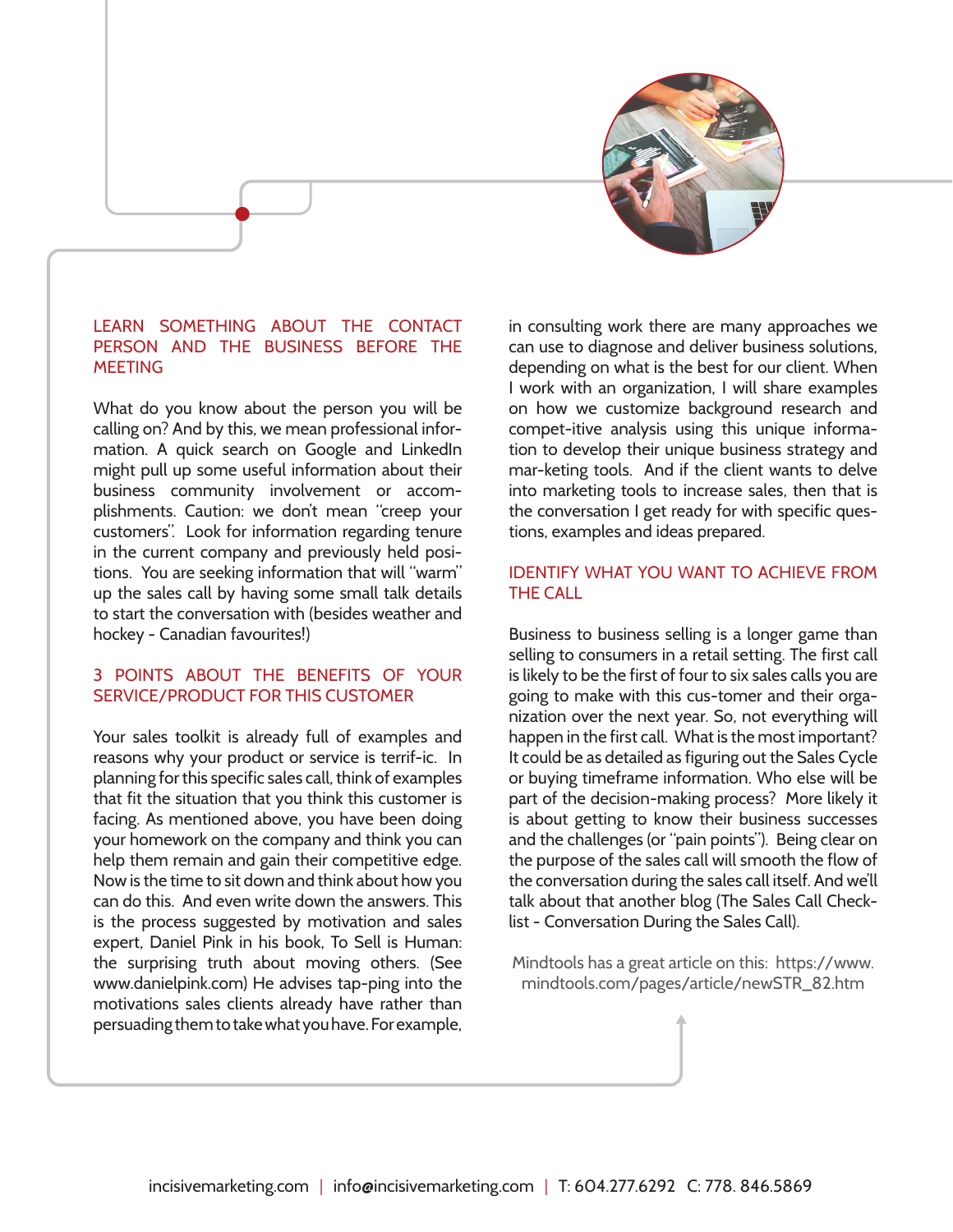## LEARN SOMETHING ABOUT THE CONTACT PERSON AND THE BUSINESS BEFORE THE MEETING

What do you know about the person you will be calling on? And by this, we mean professional information. A quick search on Google and LinkedIn might pull up some useful information about their business community involvement or accomplishments. Caution: we don't mean "creep your customers". Look for information regarding tenure in the current company and previously held positions. You are seeking information that will "warm" up the sales call by having some small talk details to start the conversation with (besides weather and hockey - Canadian favourites!)

## 3 POINTS ABOUT THE BENEFITS OF YOUR SERVICE/PRODUCT FOR THIS CUSTOMER

Your sales toolkit is already full of examples and reasons why your product or service is terrif-ic. In planning for this specific sales call, think of examples that fit the situation that you think this customer is facing. As mentioned above, you have been doing your homework on the company and think you can help them remain and gain their competitive edge. Now is the time to sit down and think about how you can do this. And even write down the answers. This is the process suggested by motivation and sales expert, Daniel Pink in his book, To Sell is Human: the surprising truth about moving others. (See www.danielpink.com) He advises tap-ping into the motivations sales clients already have rather than persuading them to take what you have. For example, in consulting work there are many approaches we can use to diagnose and deliver business solutions, depending on what is the best for our client. When I work with an organization, I will share examples on how we customize background research and compet-itive analysis using this unique information to develop their unique business strategy and mar-keting tools. And if the client wants to delve into marketing tools to increase sales, then that is the conversation I get ready for with specific questions, examples and ideas prepared.

## IDENTIFY WHAT YOU WANT TO ACHIEVE FROM THE CALL

Business to business selling is a longer game than selling to consumers in a retail setting. The first call is likely to be the first of four to six sales calls you are going to make with this cus-tomer and their organization over the next year. So, not everything will happen in the first call. What is the most important? It could be as detailed as figuring out the Sales Cycle or buying timeframe information. Who else will be part of the decision-making process? More likely it is about getting to know their business successes and the challenges (or "pain points"). Being clear on the purpose of the sales call will smooth the flow of the conversation during the sales call itself. And we'll talk about that another blog (The Sales Call Check-list - Conversation During the Sales Call).

Mindtools has a great article on this: https://www.mindtools.com/pages/article/newSTR_82.htm

incisivemarketing.com | info@incisivemarketing.com | T: 604.277.6292 C: 778. 846.5869